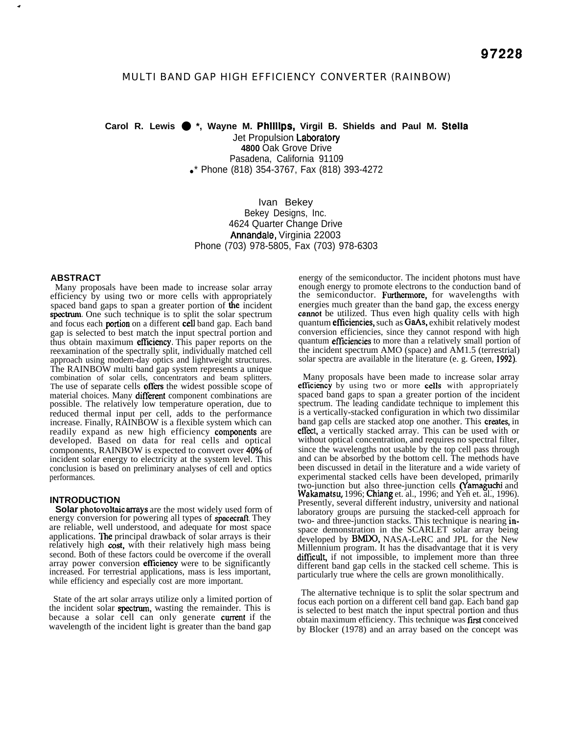97228

# MULTI BAND GAP HIGH EFFICIENCY CONVERTER (RAINBOW)

**Carol R. Lewis ● *, Wayne M. Phillips, Virgil B. Shields and Paul M. Stella**
Jet Propulsion Laboratory
4800 Oak Grove Drive
Pasadena, California 91109
•* Phone (818) 354-3767, Fax (818) 393-4272

Ivan Bekey
Bekey Designs, Inc.
4624 Quarter Change Drive
Annandale, Virginia 22003
Phone (703) 978-5805, Fax (703) 978-6303

## ABSTRACT

Many proposals have been made to increase solar array efficiency by using two or more cells with appropriately spaced band gaps to span a greater portion of the incident spectrum. One such technique is to split the solar spectrum and focus each portion on a different cell band gap. Each band gap is selected to best match the input spectral portion and thus obtain maximum efficiency. This paper reports on the reexamination of the spectrally split, individually matched cell approach using modem-day optics and lightweight structures. The RAINBOW multi band gap system represents a unique combination of solar cells, concentrators and beam splitters. The use of separate cells offers the widest possible scope of material choices. Many different component combinations are possible. The relatively low temperature operation, due to reduced thermal input per cell, adds to the performance increase. Finally, RAINBOW is a flexible system which can readily expand as new high efficiency components are developed. Based on data for real cells and optical components, RAINBOW is expected to convert over 40% of incident solar energy to electricity at the system level. This conclusion is based on preliminary analyses of cell and optics performances.

## INTRODUCTION

Solar photovoltaic arrays are the most widely used form of energy conversion for powering all types of spacecraft. They are reliable, well understood, and adequate for most space applications. The principal drawback of solar arrays is their relatively high cost, with their relatively high mass being second. Both of these factors could be overcome if the overall array power conversion efficiency were to be significantly increased. For terrestrial applications, mass is less important, while efficiency and especially cost are more important.

State of the art solar arrays utilize only a limited portion of the incident solar spectrum, wasting the remainder. This is because a solar cell can only generate current if the wavelength of the incident light is greater than the band gap energy of the semiconductor. The incident photons must have enough energy to promote electrons to the conduction band of the semiconductor. Furthermore, for wavelengths with energies much greater than the band gap, the excess energy cannot be utilized. Thus even high quality cells with high quantum efficiencies, such as GaAs, exhibit relatively modest conversion efficiencies, since they cannot respond with high quantum efficiencies to more than a relatively small portion of the incident spectrum AMO (space) and AM1.5 (terrestrial) solar spectra are available in the literature (e. g. Green, 1992).

Many proposals have been made to increase solar array efficiency by using two or more cells with appropriately spaced band gaps to span a greater portion of the incident spectrum. The leading candidate technique to implement this is a vertically-stacked configuration in which two dissimilar band gap cells are stacked atop one another. This creates, in effect, a vertically stacked array. This can be used with or without optical concentration, and requires no spectral filter, since the wavelengths not usable by the top cell pass through and can be absorbed by the bottom cell. The methods have been discussed in detail in the literature and a wide variety of experimental stacked cells have been developed, primarily two-junction but also three-junction cells (Yamaguchi and Wakamatsu, 1996; Chiang et. al., 1996; and Yeh et. al., 1996). Presently, several different industry, university and national laboratory groups are pursuing the stacked-cell approach for two- and three-junction stacks. This technique is nearing in-space demonstration in the SCARLET solar array being developed by BMDO, NASA-LeRC and JPL for the New Millennium program. It has the disadvantage that it is very difficult, if not impossible, to implement more than three different band gap cells in the stacked cell scheme. This is particularly true where the cells are grown monolithically.

The alternative technique is to split the solar spectrum and focus each portion on a different cell band gap. Each band gap is selected to best match the input spectral portion and thus obtain maximum efficiency. This technique was first conceived by Blocker (1978) and an array based on the concept was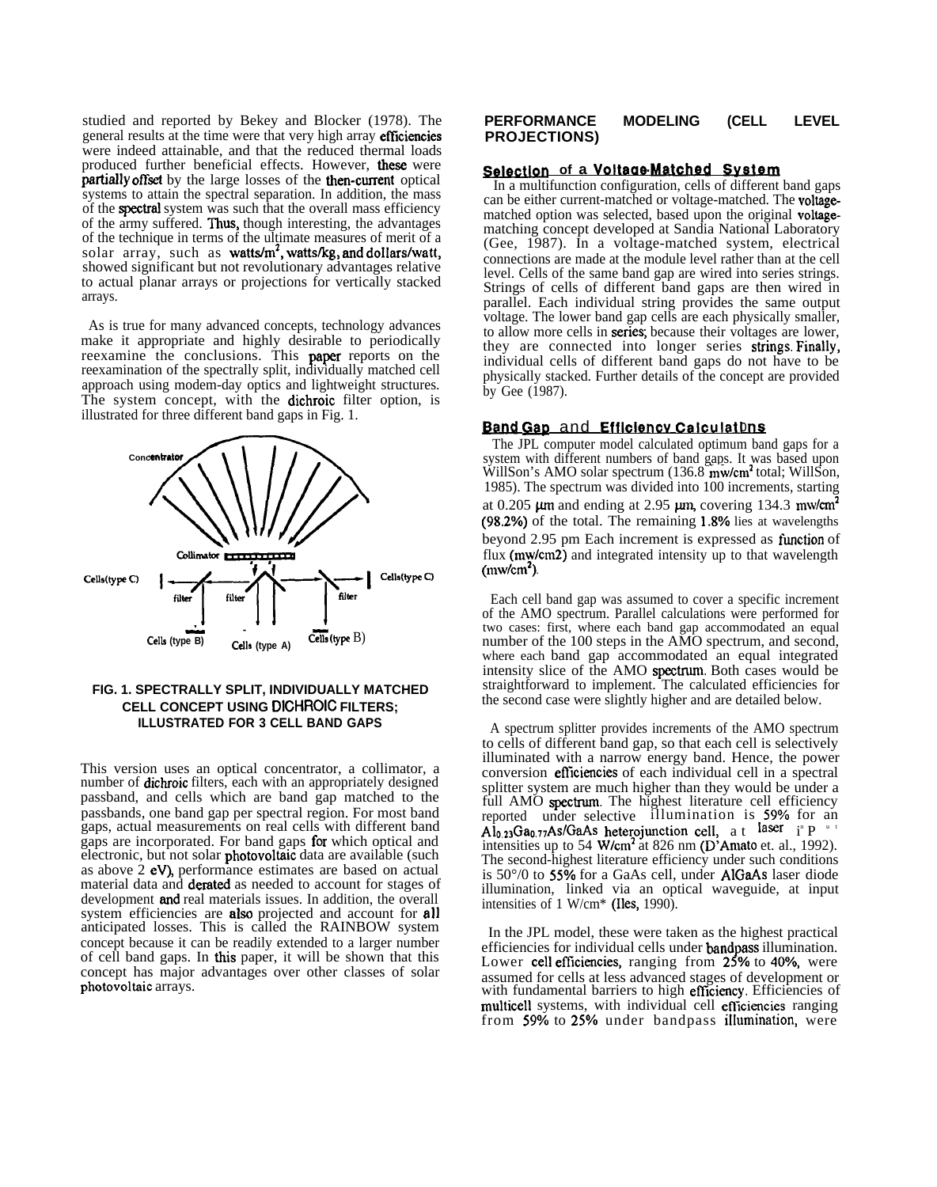studied and reported by Bekey and Blocker (1978). The general results at the time were that very high array efficiencies were indeed attainable, and that the reduced thermal loads produced further beneficial effects. However, these were partially offset by the large losses of the then-current optical systems to attain the spectral separation. In addition, the mass of the spectral system was such that the overall mass efficiency of the army suffered. Thus, though interesting, the advantages of the technique in terms of the ultimate measures of merit of a solar array, such as watts/m$^2$, watts/kg, and dollars/watt, showed significant but not revolutionary advantages relative to actual planar arrays or projections for vertically stacked arrays.

As is true for many advanced concepts, technology advances make it appropriate and highly desirable to periodically reexamine the conclusions. This paper reports on the reexamination of the spectrally split, individually matched cell approach using modem-day optics and lightweight structures. The system concept, with the dichroic filter option, is illustrated for three different band gaps in Fig. 1.

**FIG. 1. SPECTRALLY SPLIT, INDIVIDUALLY MATCHED CELL CONCEPT USING DICHROIC FILTERS; ILLUSTRATED FOR 3 CELL BAND GAPS**

This version uses an optical concentrator, a collimator, a number of dichroic filters, each with an appropriately designed passband, and cells which are band gap matched to the passbands, one band gap per spectral region. For most band gaps, actual measurements on real cells with different band gaps are incorporated. For band gaps for which optical and electronic, but not solar photovoltaic data are available (such as above 2 eV), performance estimates are based on actual material data and derated as needed to account for stages of development and real materials issues. In addition, the overall system efficiencies are also projected and account for all anticipated losses. This is called the RAINBOW system concept because it can be readily extended to a larger number of cell band gaps. In this paper, it will be shown that this concept has major advantages over other classes of solar photovoltaic arrays.

## PERFORMANCE MODELING (CELL LEVEL PROJECTIONS)

### Selection of a Voltage-Matched System

In a multifunction configuration, cells of different band gaps can be either current-matched or voltage-matched. The voltage-matched option was selected, based upon the original voltage-matching concept developed at Sandia National Laboratory (Gee, 1987). In a voltage-matched system, electrical connections are made at the module level rather than at the cell level. Cells of the same band gap are wired into series strings. Strings of cells of different band gaps are then wired in parallel. Each individual string provides the same output voltage. The lower band gap cells are each physically smaller, to allow more cells in series; because their voltages are lower, they are connected into longer series strings. Finally, individual cells of different band gaps do not have to be physically stacked. Further details of the concept are provided by Gee (1987).

### Band Gap and Efficiency Calculations

The JPL computer model calculated optimum band gaps for a system with different numbers of band gaps. It was based upon WillSon's AMO solar spectrum (136.8 mw/cm$^2$ total; WillSon, 1985). The spectrum was divided into 100 increments, starting at 0.205 µm and ending at 2.95 µm, covering 134.3 mw/cm$^2$ (98.2%) of the total. The remaining 1.8% lies at wavelengths beyond 2.95 pm Each increment is expressed as function of flux (mw/cm2) and integrated intensity up to that wavelength (mw/cm$^2$).

Each cell band gap was assumed to cover a specific increment of the AMO spectrum. Parallel calculations were performed for two cases: first, where each band gap accommodated an equal number of the 100 steps in the AMO spectrum, and second, where each band gap accommodated an equal integrated intensity slice of the AMO spectrum. Both cases would be straightforward to implement. The calculated efficiencies for the second case were slightly higher and are detailed below.

A spectrum splitter provides increments of the AMO spectrum to cells of different band gap, so that each cell is selectively illuminated with a narrow energy band. Hence, the power conversion efficiencies of each individual cell in a spectral splitter system are much higher than they would be under a full AMO spectrum. The highest literature cell efficiency reported under selective illumination is 59% for an $Al_{0.23}Ga_{0.77}As$/GaAs heterojunction cell, at laser input intensities up to 54 W/cm$^2$ at 826 nm (D'Amato et. al., 1992). The second-highest literature efficiency under such conditions is 50°/0 to 55% for a GaAs cell, under AlGaAs laser diode illumination, linked via an optical waveguide, at input intensities of 1 W/cm* (Iles, 1990).

In the JPL model, these were taken as the highest practical efficiencies for individual cells under bandpass illumination. Lower cell efficiencies, ranging from 25% to 40%, were assumed for cells at less advanced stages of development or with fundamental barriers to high efficiency. Efficiencies of multicell systems, with individual cell efficiencies ranging from 59% to 25% under bandpass illumination, were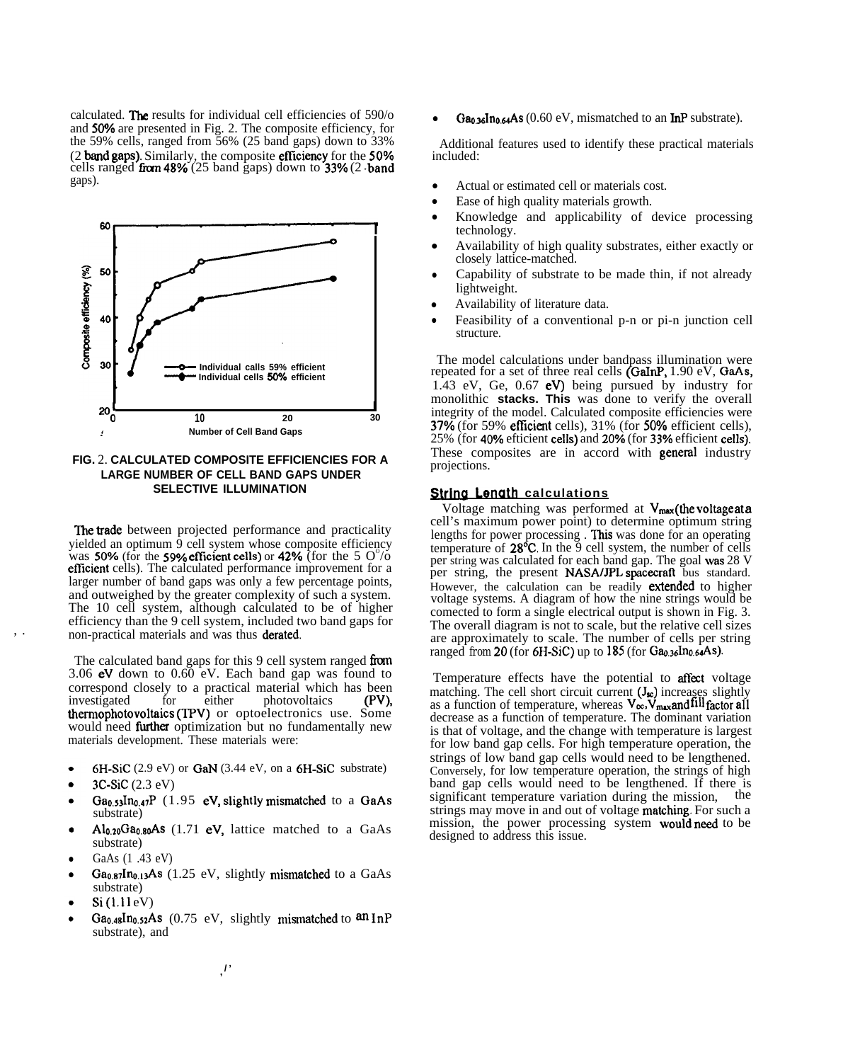calculated. The results for individual cell efficiencies of 59% and 50% are presented in Fig. 2. The composite efficiency, for the 59% cells, ranged from 56% (25 band gaps) down to 33% (2 band gaps). Similarly, the composite efficiency for the 50% cells ranged from 48% (25 band gaps) down to 33% (2 band gaps).

**FIG. 2. CALCULATED COMPOSITE EFFICIENCIES FOR A LARGE NUMBER OF CELL BAND GAPS UNDER SELECTIVE ILLUMINATION**

The trade between projected performance and practicality yielded an optimum 9 cell system whose composite efficiency was 50% (for the 59% efficient cells) or 42% (for the 50% efficient cells). The calculated performance improvement for a larger number of band gaps was only a few percentage points, and outweighed by the greater complexity of such a system. The 10 cell system, although calculated to be of higher efficiency than the 9 cell system, included two band gaps for non-practical materials and was thus derated.

The calculated band gaps for this 9 cell system ranged from 3.06 eV down to 0.60 eV. Each band gap was found to correspond closely to a practical material which has been investigated for either photovoltaics (PV), thermophotovoltaics (TPV) or optoelectronics use. Some would need further optimization but no fundamentally new materials development. These materials were:

- 6H-SiC (2.9 eV) or GaN (3.44 eV, on a 6H-SiC substrate)
- 3C-SiC (2.3 eV)
- $Ga_{0.53}In_{0.47}P$ (1.95 eV, slightly mismatched to a GaAs substrate)
- $Al_{0.20}Ga_{0.80}As$ (1.71 eV, lattice matched to a GaAs substrate)
- GaAs (1.43 eV)
- $Ga_{0.87}In_{0.13}As$ (1.25 eV, slightly mismatched to a GaAs substrate)
- Si (1.11 eV)
- $Ga_{0.48}In_{0.52}As$ (0.75 eV, slightly mismatched to an InP substrate), and
- $Ga_{0.36}In_{0.64}As$ (0.60 eV, mismatched to an InP substrate).

Additional features used to identify these practical materials included:

- Actual or estimated cell or materials cost.
- Ease of high quality materials growth.
- Knowledge and applicability of device processing technology.
- Availability of high quality substrates, either exactly or closely lattice-matched.
- Capability of substrate to be made thin, if not already lightweight.
- Availability of literature data.
- Feasibility of a conventional p-n or pi-n junction cell structure.

The model calculations under bandpass illumination were repeated for a set of three real cells (GaInP, 1.90 eV, GaAs, 1.43 eV, Ge, 0.67 eV) being pursued by industry for monolithic **stacks. This** was done to verify the overall integrity of the model. Calculated composite efficiencies were 37% (for 59% efficient cells), 31% (for 50% efficient cells), 25% (for 40% efficient cells) and 20% (for 33% efficient cells). These composites are in accord with general industry projections.

## String Length calculations

Voltage matching was performed at $V_{max}$ (the voltage at a cell's maximum power point) to determine optimum string lengths for power processing. This was done for an operating temperature of 28°C. In the 9 cell system, the number of cells per string was calculated for each band gap. The goal was 28 V per string, the present NASA/JPL spacecraft bus standard. However, the calculation can be readily extended to higher voltage systems. A diagram of how the nine strings would be connected to form a single electrical output is shown in Fig. 3. The overall diagram is not to scale, but the relative cell sizes are approximately to scale. The number of cells per string ranged from 20 (for 6H-SiC) up to 185 (for $Ga_{0.36}In_{0.64}As$).

Temperature effects have the potential to affect voltage matching. The cell short circuit current ($J_{sc}$) increases slightly as a function of temperature, whereas $V_{oc}$, $V_{max}$ and fill factor all decrease as a function of temperature. The dominant variation is that of voltage, and the change with temperature is largest for low band gap cells. For high temperature operation, the strings of low band gap cells would need to be lengthened. Conversely, for low temperature operation, the strings of high band gap cells would need to be lengthened. If there is significant temperature variation during the mission, the strings may move in and out of voltage matching. For such a mission, the power processing system would need to be designed to address this issue.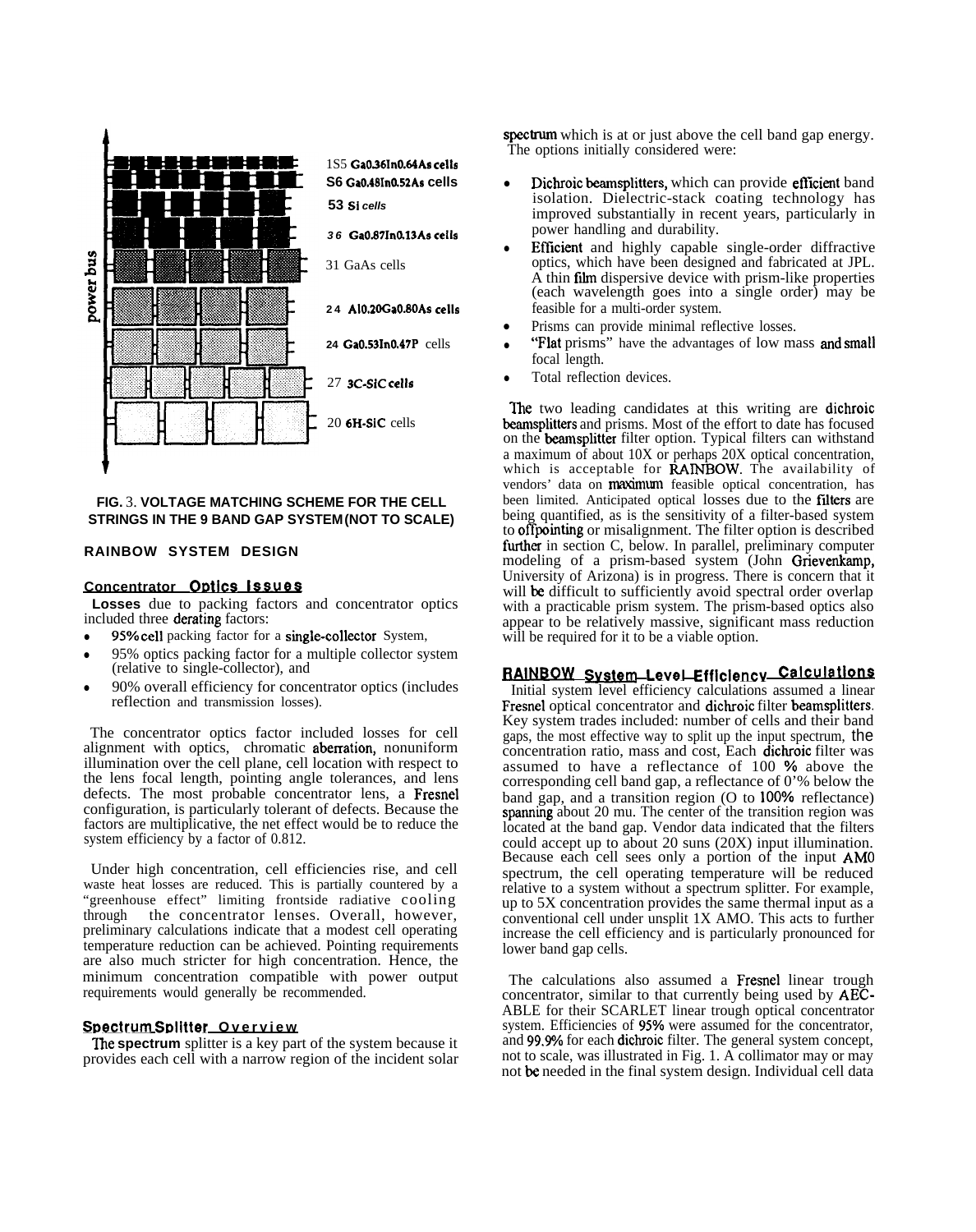1S5 $Ga_{0.36}In_{0.64}As$ cells

S6 $Ga_{0.48}In_{0.52}As$ cells

53 Si cells

36 $Ga_{0.87}In_{0.13}As$ cells

31 GaAs cells

24 $Al_{0.20}Ga_{0.80}As$ cells

24 $Ga_{0.53}In_{0.47}P$ cells

27 3C-SiC cells

20 6H-SiC cells

power bus

**FIG. 3. VOLTAGE MATCHING SCHEME FOR THE CELL STRINGS IN THE 9 BAND GAP SYSTEM (NOT TO SCALE)**

## RAINBOW SYSTEM DESIGN

### Concentrator Optics Issues

**Losses** due to packing factors and concentrator optics included three derating factors:

- 95% cell packing factor for a single-collector System,
- 95% optics packing factor for a multiple collector system (relative to single-collector), and
- 90% overall efficiency for concentrator optics (includes reflection and transmission losses).

The concentrator optics factor included losses for cell alignment with optics, chromatic aberration, nonuniform illumination over the cell plane, cell location with respect to the lens focal length, pointing angle tolerances, and lens defects. The most probable concentrator lens, a Fresnel configuration, is particularly tolerant of defects. Because the factors are multiplicative, the net effect would be to reduce the system efficiency by a factor of 0.812.

Under high concentration, cell efficiencies rise, and cell waste heat losses are reduced. This is partially countered by a "greenhouse effect" limiting frontside radiative cooling through the concentrator lenses. Overall, however, preliminary calculations indicate that a modest cell operating temperature reduction can be achieved. Pointing requirements are also much stricter for high concentration. Hence, the minimum concentration compatible with power output requirements would generally be recommended.

### Spectrum Splitter Overview

The **spectrum** splitter is a key part of the system because it provides each cell with a narrow region of the incident solar spectrum which is at or just above the cell band gap energy. The options initially considered were:

- Dichroic beamsplitters, which can provide efficient band isolation. Dielectric-stack coating technology has improved substantially in recent years, particularly in power handling and durability.
- Efficient and highly capable single-order diffractive optics, which have been designed and fabricated at JPL. A thin film dispersive device with prism-like properties (each wavelength goes into a single order) may be feasible for a multi-order system.
- Prisms can provide minimal reflective losses.
- "Flat prisms" have the advantages of low mass and small focal length.
- Total reflection devices.

The two leading candidates at this writing are dichroic beamsplitters and prisms. Most of the effort to date has focused on the beamsplitter filter option. Typical filters can withstand a maximum of about 10X or perhaps 20X optical concentration, which is acceptable for RAINBOW. The availability of vendors' data on maximum feasible optical concentration, has been limited. Anticipated optical losses due to the filters are being quantified, as is the sensitivity of a filter-based system to offpointing or misalignment. The filter option is described further in section C, below. In parallel, preliminary computer modeling of a prism-based system (John Grievenkamp, University of Arizona) is in progress. There is concern that it will be difficult to sufficiently avoid spectral order overlap with a practicable prism system. The prism-based optics also appear to be relatively massive, significant mass reduction will be required for it to be a viable option.

### RAINBOW System Level Efficiency Calculations

Initial system level efficiency calculations assumed a linear Fresnel optical concentrator and dichroic filter beamsplitters. Key system trades included: number of cells and their band gaps, the most effective way to split up the input spectrum, the concentration ratio, mass and cost, Each dichroic filter was assumed to have a reflectance of 100 % above the corresponding cell band gap, a reflectance of 0'% below the band gap, and a transition region (O to 100% reflectance) spanning about 20 mu. The center of the transition region was located at the band gap. Vendor data indicated that the filters could accept up to about 20 suns (20X) input illumination. Because each cell sees only a portion of the input AM0 spectrum, the cell operating temperature will be reduced relative to a system without a spectrum splitter. For example, up to 5X concentration provides the same thermal input as a conventional cell under unsplit 1X AMO. This acts to further increase the cell efficiency and is particularly pronounced for lower band gap cells.

The calculations also assumed a Fresnel linear trough concentrator, similar to that currently being used by AEC-ABLE for their SCARLET linear trough optical concentrator system. Efficiencies of 95% were assumed for the concentrator, and 99.9% for each dichroic filter. The general system concept, not to scale, was illustrated in Fig. 1. A collimator may or may not be needed in the final system design. Individual cell data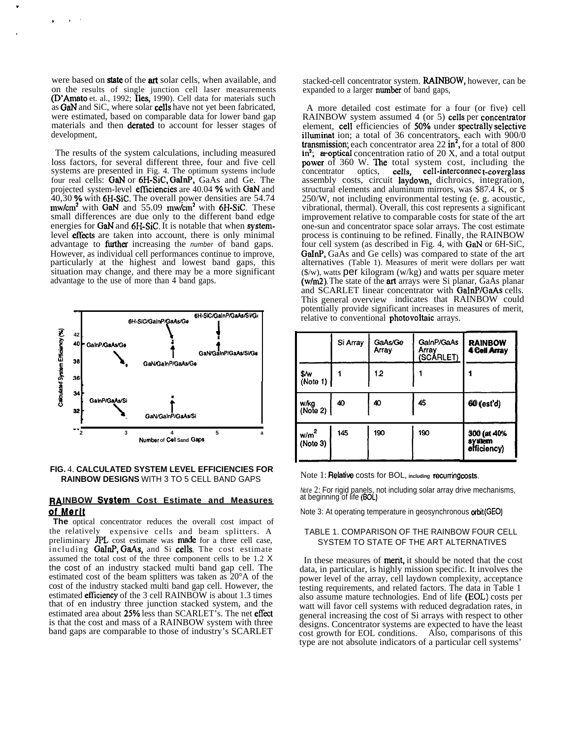were based on state of the art solar cells, when available, and on the results of single junction cell laser measurements (D'Amato et. al., 1992; Iles, 1990). Cell data for materials such as GaN and SiC, where solar cells have not yet been fabricated, were estimated, based on comparable data for lower band gap materials and then derated to account for lesser stages of development,

The results of the system calculations, including measured loss factors, for several different three, four and five cell systems are presented in Fig. 4. The optimum systems include four real cells: GaN or 6H-SiC, GaInP, GaAs and Ge. The projected system-level efficiencies are 40.04 % with GaN and 40,30 % with 6H-SiC. The overall power densities are 54.74 $mw/cm^2$ with GaN and 55.09 $mw/cm^2$ with 6H-SiC. These small differences are due only to the different band edge energies for GaN and 6H-SiC. It is notable that when system-level effects are taken into account, there is only minimal advantage to further increasing the *number* of band gaps. However, as individual cell performances continue to improve, particularly at the highest and lowest band gaps, this situation may change, and there may be a more significant advantage to the use of more than 4 band gaps.

**FIG.** 4. **CALCULATED SYSTEM LEVEL EFFICIENCIES FOR RAINBOW DESIGNS** WITH 3 TO 5 CELL BAND GAPS

## RAINBOW System Cost Estimate and Measures of Merit

**The** optical concentrator reduces the overall cost impact of the relatively expensive cells and beam splitters. A preliminary JPL cost estimate was made for a three cell case, including GaInP, GaAs, and Si cells. The cost estimate assumed the total cost of the three component cells to be 1.2 X the cost of an industry stacked multi band gap cell. The estimated cost of the beam splitters was taken as 20°A of the cost of the industry stacked multi band gap cell. However, the estimated efficiency of the 3 cell RAINBOW is about 1.3 times that of en industry three junction stacked system, and the estimated area about 25% less than SCARLET's. The net effect is that the cost and mass of a RAINBOW system with three band gaps are comparable to those of industry's SCARLET stacked-cell concentrator system. RAINBOW, however, can be expanded to a larger number of band gaps,

A more detailed cost estimate for a four (or five) cell RAINBOW system assumed 4 (or 5) cells per concentrator element, cell efficiencies of 50% under spectrally selective illuminat ion; a total of 36 concentrators, each with 900/0 transmission; each concentrator area 22 $in^2$, for a total of 800 $in^2$; ar-optical concentration ratio of 20 X, and a total output power of 360 W. The total system cost, including the concentrator optics, cells, cell-interconnect-coverglass assembly costs, circuit laydown, dichroics, integration, structural elements and aluminum mirrors, was $87.4 K, or $ 250/W, not including environmental testing (e. g. acoustic, vibrational, thermal). Overall, this cost represents a significant improvement relative to comparable costs for state of the art one-sun and concentrator space solar arrays. The cost estimate process is continuing to be refined. Finally, the RAINBOW four cell system (as described in Fig. 4, with GaN or 6H-SiC, GaInP, GaAs and Ge cells) was compared to state of the art alternatives (Table 1). Measures of merit were dollars per watt ($/w), watts per kilogram (w/kg) and watts per square meter (w/m2). The state of the art arrays were Si planar, GaAs planar and SCARLET linear concentrator with GaInP/GaAs cells. This general overview indicates that RAINBOW could potentially provide significant increases in measures of merit, relative to conventional photovoltaic arrays.

| | Si Array | GaAs/Ge Array | GaInP/GaAs Array (SCARLET) | **RAINBOW 4 Cell Array** |
|---|---|---|---|---|
| $/w (Note 1) | 1 | 1.2 | 1 | 1 |
| w/kg (Note 2) | 40 | 40 | 45 | 60 (est'd) |
| $w/m^2$ (Note 3) | 145 | 190 | 190 | 300 (at 40% system efficiency) |

Note 1: Relative costs for BOL, including recurring costs.

*Note* 2: For rigid panels, not including solar array drive mechanisms, at beginning of life (BOL)

Note 3: At operating temperature in geosynchronous orbit (GEO)

TABLE 1. COMPARISON OF THE RAINBOW FOUR CELL SYSTEM TO STATE OF THE ART ALTERNATIVES

In these measures of merit, it should be noted that the cost data, in particular, is highly mission specific. It involves the power level of the array, cell laydown complexity, acceptance testing requirements, and related factors. The data in Table 1 also assume mature technologies. End of life (EOL) costs per watt will favor cell systems with reduced degradation rates, in general increasing the cost of Si arrays with respect to other designs. Concentrator systems are expected to have the least cost growth for EOL conditions. Also, comparisons of this type are not absolute indicators of a particular cell systems'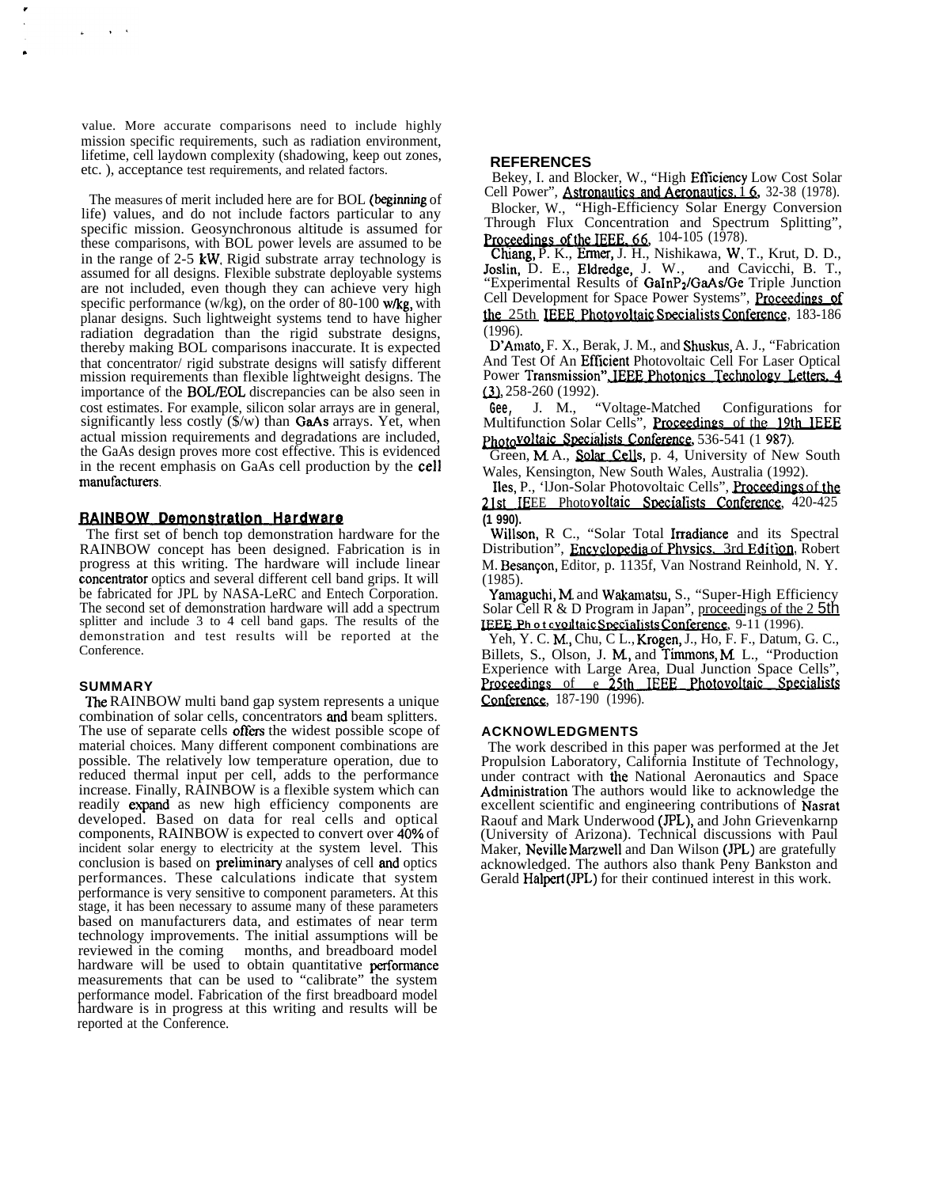value. More accurate comparisons need to include highly mission specific requirements, such as radiation environment, lifetime, cell laydown complexity (shadowing, keep out zones, etc. ), acceptance test requirements, and related factors.

The measures of merit included here are for BOL (beginning of life) values, and do not include factors particular to any specific mission. Geosynchronous altitude is assumed for these comparisons, with BOL power levels are assumed to be in the range of 2-5 kW. Rigid substrate array technology is assumed for all designs. Flexible substrate deployable systems are not included, even though they can achieve very high specific performance (w/kg), on the order of 80-100 w/kg, with planar designs. Such lightweight systems tend to have higher radiation degradation than the rigid substrate designs, thereby making BOL comparisons inaccurate. It is expected that concentrator/ rigid substrate designs will satisfy different mission requirements than flexible lightweight designs. The importance of the BOL/EOL discrepancies can be also seen in cost estimates. For example, silicon solar arrays are in general, significantly less costly ($/w) than GaAs arrays. Yet, when actual mission requirements and degradations are included, the GaAs design proves more cost effective. This is evidenced in the recent emphasis on GaAs cell production by the cell manufacturers.

## RAINBOW Demonstration Hardware

The first set of bench top demonstration hardware for the RAINBOW concept has been designed. Fabrication is in progress at this writing. The hardware will include linear concentrator optics and several different cell band grips. It will be fabricated for JPL by NASA-LeRC and Entech Corporation. The second set of demonstration hardware will add a spectrum splitter and include 3 to 4 cell band gaps. The results of the demonstration and test results will be reported at the Conference.

## SUMMARY

The RAINBOW multi band gap system represents a unique combination of solar cells, concentrators and beam splitters. The use of separate cells offers the widest possible scope of material choices. Many different component combinations are possible. The relatively low temperature operation, due to reduced thermal input per cell, adds to the performance increase. Finally, RAINBOW is a flexible system which can readily expand as new high efficiency components are developed. Based on data for real cells and optical components, RAINBOW is expected to convert over 40% of incident solar energy to electricity at the system level. This conclusion is based on preliminary analyses of cell and optics performances. These calculations indicate that system performance is very sensitive to component parameters. At this stage, it has been necessary to assume many of these parameters based on manufacturers data, and estimates of near term technology improvements. The initial assumptions will be reviewed in the coming months, and breadboard model hardware will be used to obtain quantitative performance measurements that can be used to "calibrate" the system performance model. Fabrication of the first breadboard model hardware is in progress at this writing and results will be reported at the Conference.

## REFERENCES

Bekey, I. and Blocker, W., "High Efficiency Low Cost Solar Cell Power", Astronautics and Aeronautics, 1 6, 32-38 (1978).

Blocker, W., "High-Efficiency Solar Energy Conversion Through Flux Concentration and Spectrum Splitting", Proceedings of the IEEE, 66, 104-105 (1978).

Chiang, P. K., Ermer, J. H., Nishikawa, W. T., Krut, D. D., Joslin, D. E., Eldredge, J. W., and Cavicchi, B. T., "Experimental Results of $GaInP_2/GaAs/Ge$ Triple Junction Cell Development for Space Power Systems", Proceedings of the 25th IEEE Photovoltaic Specialists Conference, 183-186 (1996).

D'Amato, F. X., Berak, J. M., and Shuskus, A. J., "Fabrication And Test Of An Efficient Photovoltaic Cell For Laser Optical Power Transmission", IEEE Photonics Technology Letters, 4 (3), 258-260 (1992).

Gee, J. M., "Voltage-Matched Configurations for Multifunction Solar Cells", Proceedings of the 19th IEEE Photovoltaic Specialists Conference, 536-541 (1 987).

Green, M. A., Solar Cells, p. 4, University of New South Wales, Kensington, New South Wales, Australia (1992).

Iles, P., 'lJon-Solar Photovoltaic Cells", Proceedings of the 21st IEEE Photovoltaic Specialists Conference, 420-425 (1 990).

Willson, R C., "Solar Total Irradiance and its Spectral Distribution", Encyclopedia of Physics, 3rd Edition, Robert M. Besançon, Editor, p. 1135f, Van Nostrand Reinhold, N. Y. (1985).

Yamaguchi, M. and Wakamatsu, S., "Super-High Efficiency Solar Cell R & D Program in Japan", proceedings of the 2 5th IEEE Photovoltaic Specialists Conference, 9-11 (1996).

Yeh, Y. C. M., Chu, C L., Krogen, J., Ho, F. F., Datum, G. C., Billets, S., Olson, J. M., and Timmons, M. L., "Production Experience with Large Area, Dual Junction Space Cells", Proceedings of e 25th IEEE Photovoltaic Specialists Conference, 187-190 (1996).

## ACKNOWLEDGMENTS

The work described in this paper was performed at the Jet Propulsion Laboratory, California Institute of Technology, under contract with the National Aeronautics and Space Administration The authors would like to acknowledge the excellent scientific and engineering contributions of Nasrat Raouf and Mark Underwood (JPL), and John Grievenkarnp (University of Arizona). Technical discussions with Paul Maker, Neville Marzwell and Dan Wilson (JPL) are gratefully acknowledged. The authors also thank Peny Bankston and Gerald Halpert (JPL) for their continued interest in this work.